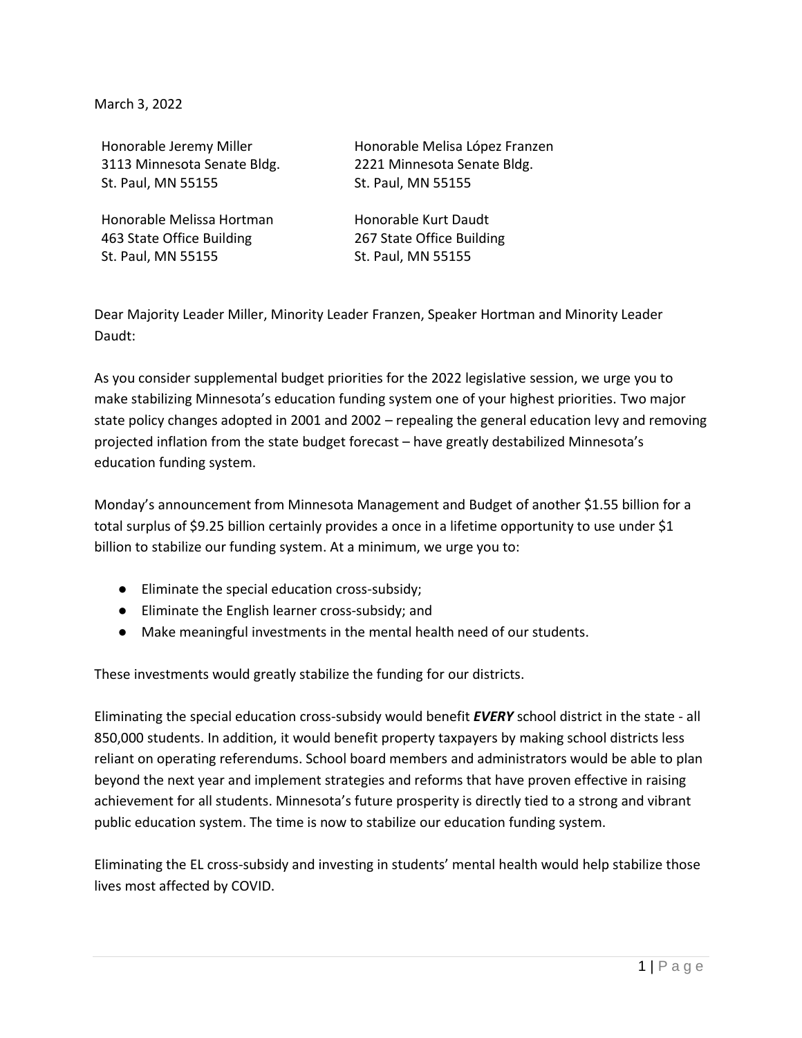March 3, 2022

Honorable Jeremy Miller
3113 Minnesota Senate Bldg.
St. Paul, MN 55155

Honorable Melisa López Franzen
2221 Minnesota Senate Bldg.
St. Paul, MN 55155

Honorable Melissa Hortman
463 State Office Building
St. Paul, MN 55155

Honorable Kurt Daudt
267 State Office Building
St. Paul, MN 55155

Dear Majority Leader Miller, Minority Leader Franzen, Speaker Hortman and Minority Leader Daudt:

As you consider supplemental budget priorities for the 2022 legislative session, we urge you to make stabilizing Minnesota's education funding system one of your highest priorities. Two major state policy changes adopted in 2001 and 2002 – repealing the general education levy and removing projected inflation from the state budget forecast – have greatly destabilized Minnesota's education funding system.

Monday's announcement from Minnesota Management and Budget of another $1.55 billion for a total surplus of $9.25 billion certainly provides a once in a lifetime opportunity to use under $1 billion to stabilize our funding system. At a minimum, we urge you to:

- Eliminate the special education cross-subsidy;
- Eliminate the English learner cross-subsidy; and
- Make meaningful investments in the mental health need of our students.

These investments would greatly stabilize the funding for our districts.

Eliminating the special education cross-subsidy would benefit ***EVERY*** school district in the state - all 850,000 students. In addition, it would benefit property taxpayers by making school districts less reliant on operating referendums. School board members and administrators would be able to plan beyond the next year and implement strategies and reforms that have proven effective in raising achievement for all students. Minnesota's future prosperity is directly tied to a strong and vibrant public education system. The time is now to stabilize our education funding system.

Eliminating the EL cross-subsidy and investing in students' mental health would help stabilize those lives most affected by COVID.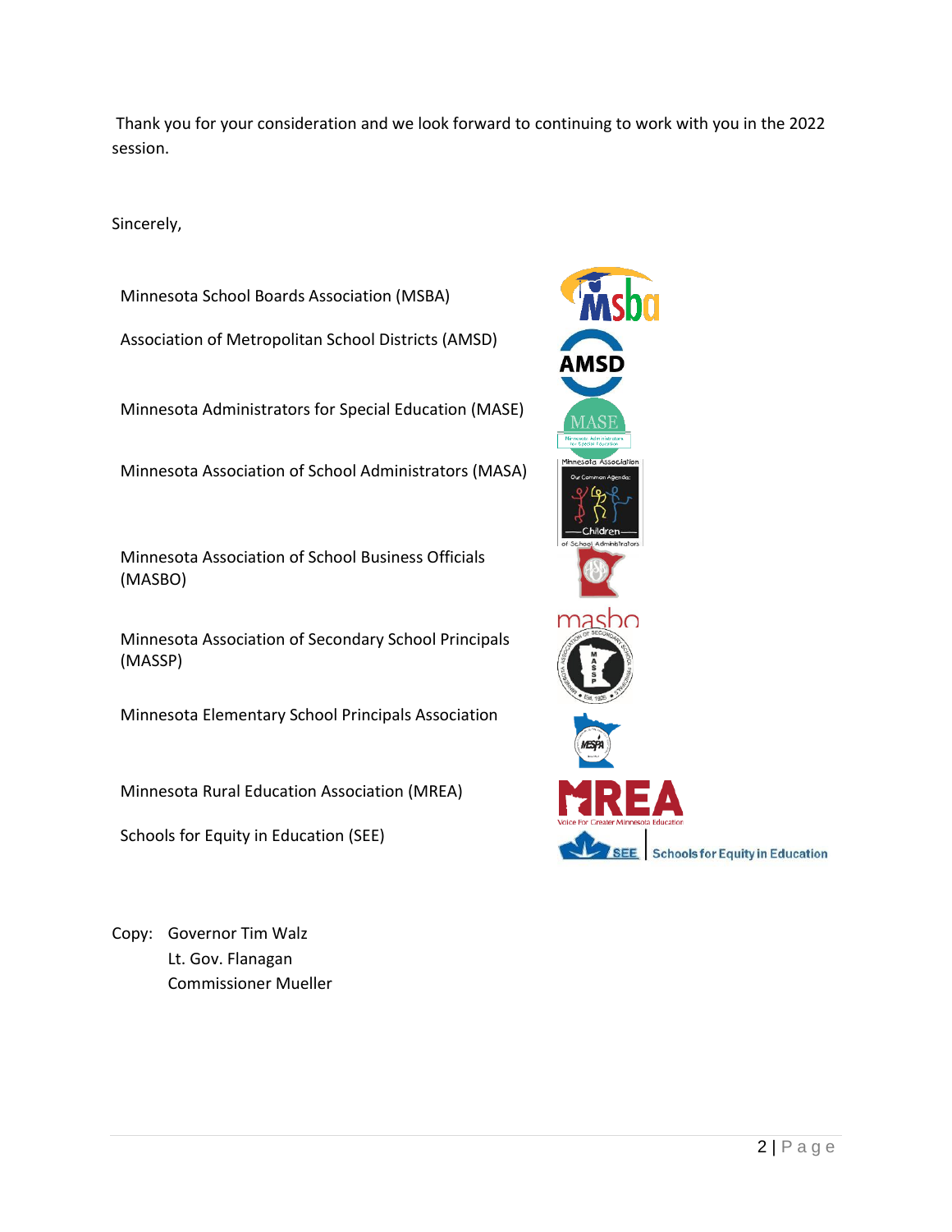Thank you for your consideration and we look forward to continuing to work with you in the 2022 session.

Sincerely,

Minnesota School Boards Association (MSBA)

Association of Metropolitan School Districts (AMSD)

Minnesota Administrators for Special Education (MASE)

Minnesota Association of School Administrators (MASA)

Minnesota Association of School Business Officials (MASBO)

Minnesota Association of Secondary School Principals (MASSP)

Minnesota Elementary School Principals Association

Minnesota Rural Education Association (MREA)

Schools for Equity in Education (SEE)

Copy: Governor Tim Walz
Lt. Gov. Flanagan
Commissioner Mueller